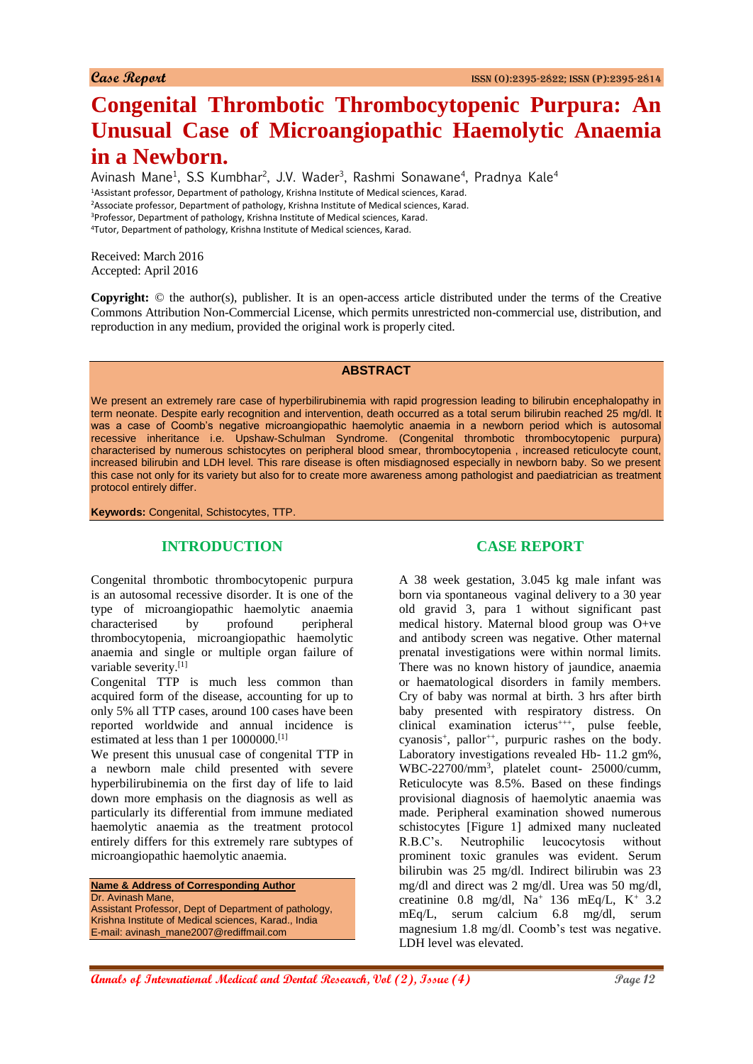Case Report

# Congenital Thrombotic Thrombocytopenic Purpura: An Unusual Case of Microangiopathic Haemolytic Anaemia in a Newborn.

Avinash Mane[1], S.S Kumbhar[2], J.V. Wader[3], Rashmi Sonawane[4], Pradnya Kale[4]

[1]Assistant professor, Department of pathology, Krishna Institute of Medical sciences, Karad.
[2]Associate professor, Department of pathology, Krishna Institute of Medical sciences, Karad.
[3]Professor, Department of pathology, Krishna Institute of Medical sciences, Karad.
[4]Tutor, Department of pathology, Krishna Institute of Medical sciences, Karad.

Received: March 2016
Accepted: April 2016

**Copyright:** © the author(s), publisher. It is an open-access article distributed under the terms of the Creative Commons Attribution Non-Commercial License, which permits unrestricted non-commercial use, distribution, and reproduction in any medium, provided the original work is properly cited.

## ABSTRACT

We present an extremely rare case of hyperbilirubinemia with rapid progression leading to bilirubin encephalopathy in term neonate. Despite early recognition and intervention, death occurred as a total serum bilirubin reached 25 mg/dl. It was a case of Coomb's negative microangiopathic haemolytic anaemia in a newborn period which is autosomal recessive inheritance i.e. Upshaw-Schulman Syndrome. (Congenital thrombotic thrombocytopenic purpura) characterised by numerous schistocytes on peripheral blood smear, thrombocytopenia , increased reticulocyte count, increased bilirubin and LDH level. This rare disease is often misdiagnosed especially in newborn baby. So we present this case not only for its variety but also for to create more awareness among pathologist and paediatrician as treatment protocol entirely differ.

**Keywords:** Congenital, Schistocytes, TTP.

## INTRODUCTION

Congenital thrombotic thrombocytopenic purpura is an autosomal recessive disorder. It is one of the type of microangiopathic haemolytic anaemia characterised by profound peripheral thrombocytopenia, microangiopathic haemolytic anaemia and single or multiple organ failure of variable severity.[1]

Congenital TTP is much less common than acquired form of the disease, accounting for up to only 5% all TTP cases, around 100 cases have been reported worldwide and annual incidence is estimated at less than 1 per 1000000.[1]

We present this unusual case of congenital TTP in a newborn male child presented with severe hyperbilirubinemia on the first day of life to laid down more emphasis on the diagnosis as well as particularly its differential from immune mediated haemolytic anaemia as the treatment protocol entirely differs for this extremely rare subtypes of microangiopathic haemolytic anaemia.

**Name & Address of Corresponding Author**
Dr. Avinash Mane,
Assistant Professor, Dept of Department of pathology, Krishna Institute of Medical sciences, Karad., India
E-mail: avinash_mane2007@rediffmail.com

## CASE REPORT

A 38 week gestation, 3.045 kg male infant was born via spontaneous vaginal delivery to a 30 year old gravid 3, para 1 without significant past medical history. Maternal blood group was O+ve and antibody screen was negative. Other maternal prenatal investigations were within normal limits. There was no known history of jaundice, anaemia or haematological disorders in family members. Cry of baby was normal at birth. 3 hrs after birth baby presented with respiratory distress. On clinical examination icterus$^{+++}$, pulse feeble, cyanosis$^{+}$, pallor$^{++}$, purpuric rashes on the body. Laboratory investigations revealed Hb- 11.2 gm%, WBC-22700/mm$^3$, platelet count- 25000/cumm, Reticulocyte was 8.5%. Based on these findings provisional diagnosis of haemolytic anaemia was made. Peripheral examination showed numerous schistocytes [Figure 1] admixed many nucleated R.B.C's. Neutrophilic leucocytosis without prominent toxic granules was evident. Serum bilirubin was 25 mg/dl. Indirect bilirubin was 23 mg/dl and direct was 2 mg/dl. Urea was 50 mg/dl, creatinine 0.8 mg/dl, $Na^+$ 136 mEq/L, $K^+$ 3.2 mEq/L, serum calcium 6.8 mg/dl, serum magnesium 1.8 mg/dl. Coomb's test was negative. LDH level was elevated.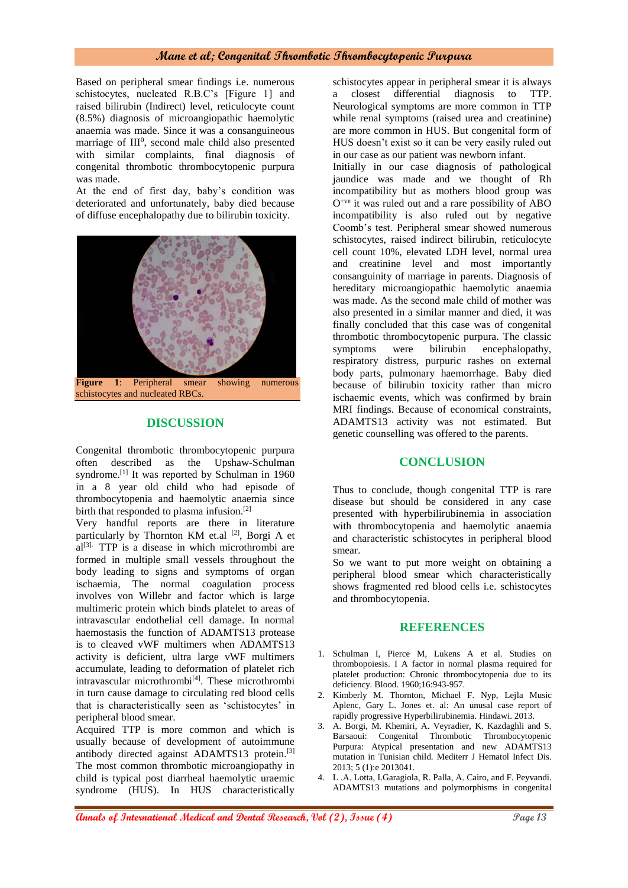Based on peripheral smear findings i.e. numerous schistocytes, nucleated R.B.C's [Figure 1] and raised bilirubin (Indirect) level, reticulocyte count (8.5%) diagnosis of microangiopathic haemolytic anaemia was made. Since it was a consanguineous marriage of III$^0$, second male child also presented with similar complaints, final diagnosis of congenital thrombotic thrombocytopenic purpura was made.

At the end of first day, baby's condition was deteriorated and unfortunately, baby died because of diffuse encephalopathy due to bilirubin toxicity.

**Figure 1**: Peripheral smear showing numerous schistocytes and nucleated RBCs.

## DISCUSSION

Congenital thrombotic thrombocytopenic purpura often described as the Upshaw-Schulman syndrome.[1] It was reported by Schulman in 1960 in a 8 year old child who had episode of thrombocytopenia and haemolytic anaemia since birth that responded to plasma infusion.[2]

Very handful reports are there in literature particularly by Thornton KM et.al [2], Borgi A et al[3]. TTP is a disease in which microthrombi are formed in multiple small vessels throughout the body leading to signs and symptoms of organ ischaemia, The normal coagulation process involves von Willebr and factor which is large multimeric protein which binds platelet to areas of intravascular endothelial cell damage. In normal haemostasis the function of ADAMTS13 protease is to cleaved vWF multimers when ADAMTS13 activity is deficient, ultra large vWF multimers accumulate, leading to deformation of platelet rich intravascular microthrombi[4]. These microthrombi in turn cause damage to circulating red blood cells that is characteristically seen as 'schistocytes' in peripheral blood smear.

Acquired TTP is more common and which is usually because of development of autoimmune antibody directed against ADAMTS13 protein.[3] The most common thrombotic microangiopathy in child is typical post diarrheal haemolytic uraemic syndrome (HUS). In HUS characteristically schistocytes appear in peripheral smear it is always a closest differential diagnosis to TTP. Neurological symptoms are more common in TTP while renal symptoms (raised urea and creatinine) are more common in HUS. But congenital form of HUS doesn't exist so it can be very easily ruled out in our case as our patient was newborn infant.

Initially in our case diagnosis of pathological jaundice was made and we thought of Rh incompatibility but as mothers blood group was O$^{+ve}$ it was ruled out and a rare possibility of ABO incompatibility is also ruled out by negative Coomb's test. Peripheral smear showed numerous schistocytes, raised indirect bilirubin, reticulocyte cell count 10%, elevated LDH level, normal urea and creatinine level and most importantly consanguinity of marriage in parents. Diagnosis of hereditary microangiopathic haemolytic anaemia was made. As the second male child of mother was also presented in a similar manner and died, it was finally concluded that this case was of congenital thrombotic thrombocytopenic purpura. The classic symptoms were bilirubin encephalopathy, respiratory distress, purpuric rashes on external body parts, pulmonary haemorrhage. Baby died because of bilirubin toxicity rather than micro ischaemic events, which was confirmed by brain MRI findings. Because of economical constraints, ADAMTS13 activity was not estimated. But genetic counselling was offered to the parents.

## CONCLUSION

Thus to conclude, though congenital TTP is rare disease but should be considered in any case presented with hyperbilirubinemia in association with thrombocytopenia and haemolytic anaemia and characteristic schistocytes in peripheral blood smear.

So we want to put more weight on obtaining a peripheral blood smear which characteristically shows fragmented red blood cells i.e. schistocytes and thrombocytopenia.

## REFERENCES

1. Schulman I, Pierce M, Lukens A et al. Studies on thrombopoiesis. I A factor in normal plasma required for platelet production: Chronic thrombocytopenia due to its deficiency. Blood. 1960;16:943-957.
2. Kimberly M. Thornton, Michael F. Nyp, Lejla Music Aplenc, Gary L. Jones et. al: An unusal case report of rapidly progressive Hyperbilirubinemia. Hindawi. 2013.
3. A. Borgi, M. Khemiri, A. Veyradier, K. Kazdaghli and S. Barsaoui: Congenital Thrombotic Thrombocytopenic Purpura: Atypical presentation and new ADAMTS13 mutation in Tunisian child. Mediterr J Hematol Infect Dis. 2013; 5 (1):e 2013041.
4. L .A. Lotta, I.Garagiola, R. Palla, A. Cairo, and F. Peyvandi. ADAMTS13 mutations and polymorphisms in congenital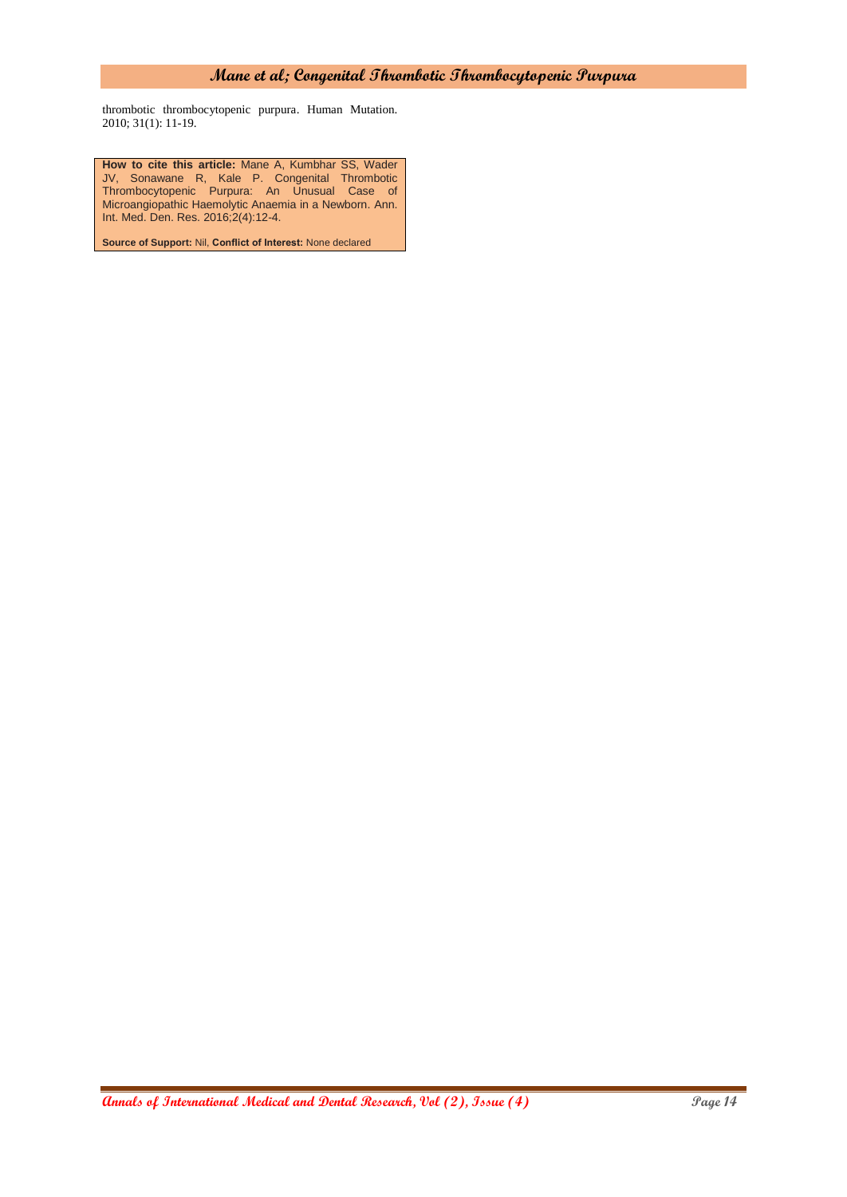thrombotic thrombocytopenic purpura. Human Mutation. 2010; 31(1): 11-19.

**How to cite this article:** Mane A, Kumbhar SS, Wader JV, Sonawane R, Kale P. Congenital Thrombotic Thrombocytopenic Purpura: An Unusual Case of Microangiopathic Haemolytic Anaemia in a Newborn. Ann. Int. Med. Den. Res. 2016;2(4):12-4.

**Source of Support:** Nil, **Conflict of Interest:** None declared